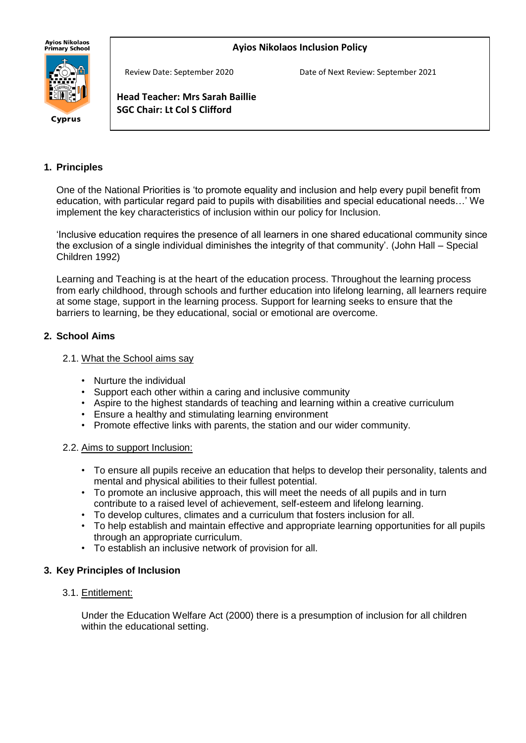Ayios Nikolaos Primary School

Cyprus

**Ayios Nikolaos Inclusion Policy**

Review Date: September 2020

Date of Next Review: September 2021

**Head Teacher: Mrs Sarah Baillie**
**SGC Chair: Lt Col S Clifford**

## 1. Principles

One of the National Priorities is 'to promote equality and inclusion and help every pupil benefit from education, with particular regard paid to pupils with disabilities and special educational needs…' We implement the key characteristics of inclusion within our policy for Inclusion.

'Inclusive education requires the presence of all learners in one shared educational community since the exclusion of a single individual diminishes the integrity of that community'. (John Hall – Special Children 1992)

Learning and Teaching is at the heart of the education process. Throughout the learning process from early childhood, through schools and further education into lifelong learning, all learners require at some stage, support in the learning process. Support for learning seeks to ensure that the barriers to learning, be they educational, social or emotional are overcome.

## 2. School Aims

### 2.1. What the School aims say

- Nurture the individual
- Support each other within a caring and inclusive community
- Aspire to the highest standards of teaching and learning within a creative curriculum
- Ensure a healthy and stimulating learning environment
- Promote effective links with parents, the station and our wider community.

### 2.2. Aims to support Inclusion:

- To ensure all pupils receive an education that helps to develop their personality, talents and mental and physical abilities to their fullest potential.
- To promote an inclusive approach, this will meet the needs of all pupils and in turn contribute to a raised level of achievement, self-esteem and lifelong learning.
- To develop cultures, climates and a curriculum that fosters inclusion for all.
- To help establish and maintain effective and appropriate learning opportunities for all pupils through an appropriate curriculum.
- To establish an inclusive network of provision for all.

## 3. Key Principles of Inclusion

### 3.1. Entitlement:

Under the Education Welfare Act (2000) there is a presumption of inclusion for all children within the educational setting.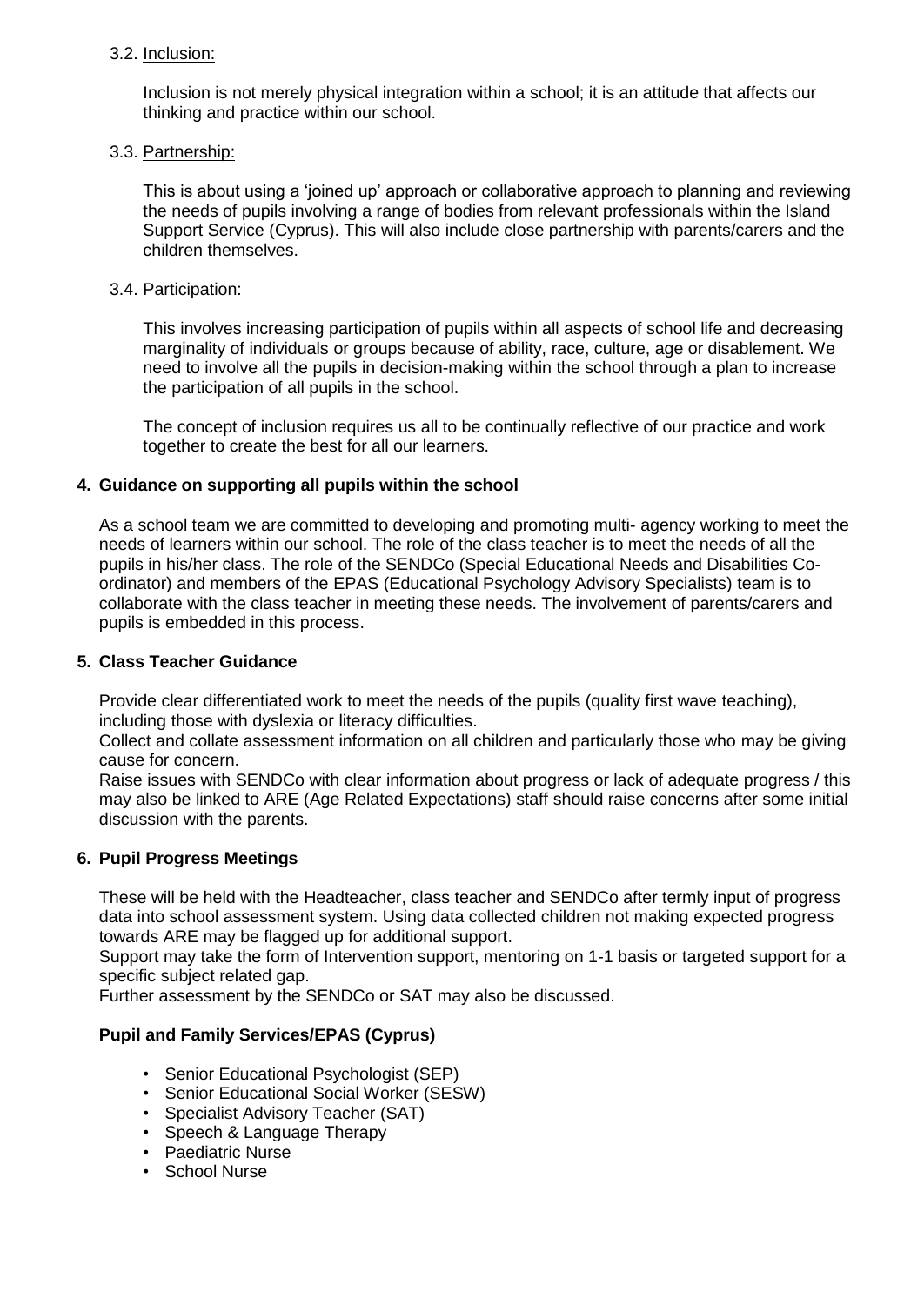### 3.2. Inclusion:

Inclusion is not merely physical integration within a school; it is an attitude that affects our thinking and practice within our school.

### 3.3. Partnership:

This is about using a 'joined up' approach or collaborative approach to planning and reviewing the needs of pupils involving a range of bodies from relevant professionals within the Island Support Service (Cyprus). This will also include close partnership with parents/carers and the children themselves.

### 3.4. Participation:

This involves increasing participation of pupils within all aspects of school life and decreasing marginality of individuals or groups because of ability, race, culture, age or disablement. We need to involve all the pupils in decision-making within the school through a plan to increase the participation of all pupils in the school.

The concept of inclusion requires us all to be continually reflective of our practice and work together to create the best for all our learners.

## 4. Guidance on supporting all pupils within the school

As a school team we are committed to developing and promoting multi- agency working to meet the needs of learners within our school. The role of the class teacher is to meet the needs of all the pupils in his/her class. The role of the SENDCo (Special Educational Needs and Disabilities Co-ordinator) and members of the EPAS (Educational Psychology Advisory Specialists) team is to collaborate with the class teacher in meeting these needs. The involvement of parents/carers and pupils is embedded in this process.

## 5. Class Teacher Guidance

Provide clear differentiated work to meet the needs of the pupils (quality first wave teaching), including those with dyslexia or literacy difficulties.

Collect and collate assessment information on all children and particularly those who may be giving cause for concern.

Raise issues with SENDCo with clear information about progress or lack of adequate progress / this may also be linked to ARE (Age Related Expectations) staff should raise concerns after some initial discussion with the parents.

## 6. Pupil Progress Meetings

These will be held with the Headteacher, class teacher and SENDCo after termly input of progress data into school assessment system. Using data collected children not making expected progress towards ARE may be flagged up for additional support.

Support may take the form of Intervention support, mentoring on 1-1 basis or targeted support for a specific subject related gap.

Further assessment by the SENDCo or SAT may also be discussed.

### Pupil and Family Services/EPAS (Cyprus)

- Senior Educational Psychologist (SEP)
- Senior Educational Social Worker (SESW)
- Specialist Advisory Teacher (SAT)
- Speech & Language Therapy
- Paediatric Nurse
- School Nurse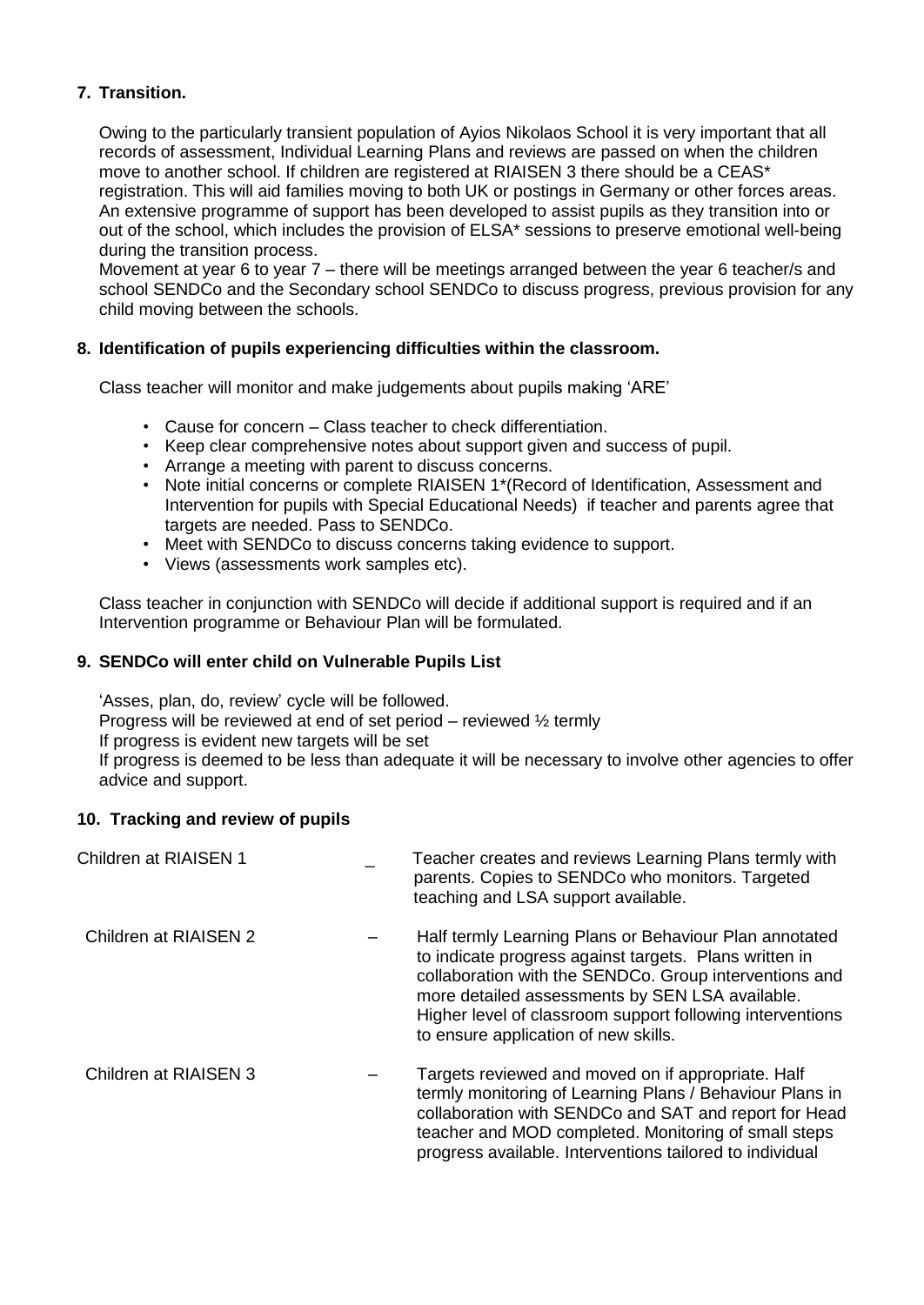## 7. Transition.

Owing to the particularly transient population of Ayios Nikolaos School it is very important that all records of assessment, Individual Learning Plans and reviews are passed on when the children move to another school. If children are registered at RIAISEN 3 there should be a CEAS* registration. This will aid families moving to both UK or postings in Germany or other forces areas. An extensive programme of support has been developed to assist pupils as they transition into or out of the school, which includes the provision of ELSA* sessions to preserve emotional well-being during the transition process.
Movement at year 6 to year 7 – there will be meetings arranged between the year 6 teacher/s and school SENDCo and the Secondary school SENDCo to discuss progress, previous provision for any child moving between the schools.

## 8. Identification of pupils experiencing difficulties within the classroom.

Class teacher will monitor and make judgements about pupils making 'ARE'

- Cause for concern – Class teacher to check differentiation.
- Keep clear comprehensive notes about support given and success of pupil.
- Arrange a meeting with parent to discuss concerns.
- Note initial concerns or complete RIAISEN 1*(Record of Identification, Assessment and Intervention for pupils with Special Educational Needs) if teacher and parents agree that targets are needed. Pass to SENDCo.
- Meet with SENDCo to discuss concerns taking evidence to support.
- Views (assessments work samples etc).

Class teacher in conjunction with SENDCo will decide if additional support is required and if an Intervention programme or Behaviour Plan will be formulated.

## 9. SENDCo will enter child on Vulnerable Pupils List

'Asses, plan, do, review' cycle will be followed.
Progress will be reviewed at end of set period – reviewed ½ termly
If progress is evident new targets will be set
If progress is deemed to be less than adequate it will be necessary to involve other agencies to offer advice and support.

## 10. Tracking and review of pupils

| | | |
|---|---|---|
| Children at RIAISEN 1 | _ | Teacher creates and reviews Learning Plans termly with parents. Copies to SENDCo who monitors. Targeted teaching and LSA support available. |
| Children at RIAISEN 2 | – | Half termly Learning Plans or Behaviour Plan annotated to indicate progress against targets. Plans written in collaboration with the SENDCo. Group interventions and more detailed assessments by SEN LSA available. Higher level of classroom support following interventions to ensure application of new skills. |
| Children at RIAISEN 3 | – | Targets reviewed and moved on if appropriate. Half termly monitoring of Learning Plans / Behaviour Plans in collaboration with SENDCo and SAT and report for Head teacher and MOD completed. Monitoring of small steps progress available. Interventions tailored to individual |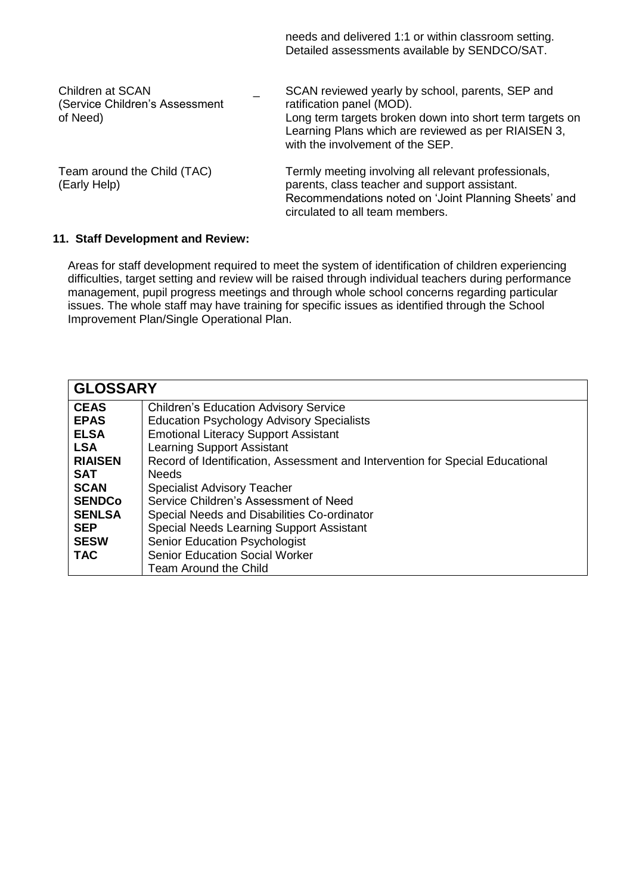| | | |
|---|---|---|
| | | needs and delivered 1:1 or within classroom setting. Detailed assessments available by SENDCO/SAT. |
| Children at SCAN (Service Children's Assessment of Need) | _ | SCAN reviewed yearly by school, parents, SEP and ratification panel (MOD). Long term targets broken down into short term targets on Learning Plans which are reviewed as per RIAISEN 3, with the involvement of the SEP. |
| Team around the Child (TAC) (Early Help) | | Termly meeting involving all relevant professionals, parents, class teacher and support assistant. Recommendations noted on 'Joint Planning Sheets' and circulated to all team members. |

## 11. Staff Development and Review:

Areas for staff development required to meet the system of identification of children experiencing difficulties, target setting and review will be raised through individual teachers during performance management, pupil progress meetings and through whole school concerns regarding particular issues. The whole staff may have training for specific issues as identified through the School Improvement Plan/Single Operational Plan.

| **GLOSSARY** | |
|---|---|
| **CEAS** | Children's Education Advisory Service |
| **EPAS** | Education Psychology Advisory Specialists |
| **ELSA** | Emotional Literacy Support Assistant |
| **LSA** | Learning Support Assistant |
| **RIAISEN** | Record of Identification, Assessment and Intervention for Special Educational |
| **SAT** | Needs |
| **SCAN** | Specialist Advisory Teacher |
| **SENDCo** | Service Children's Assessment of Need |
| **SENLSA** | Special Needs and Disabilities Co-ordinator |
| **SEP** | Special Needs Learning Support Assistant |
| **SESW** | Senior Education Psychologist |
| **TAC** | Senior Education Social Worker |
| | Team Around the Child |